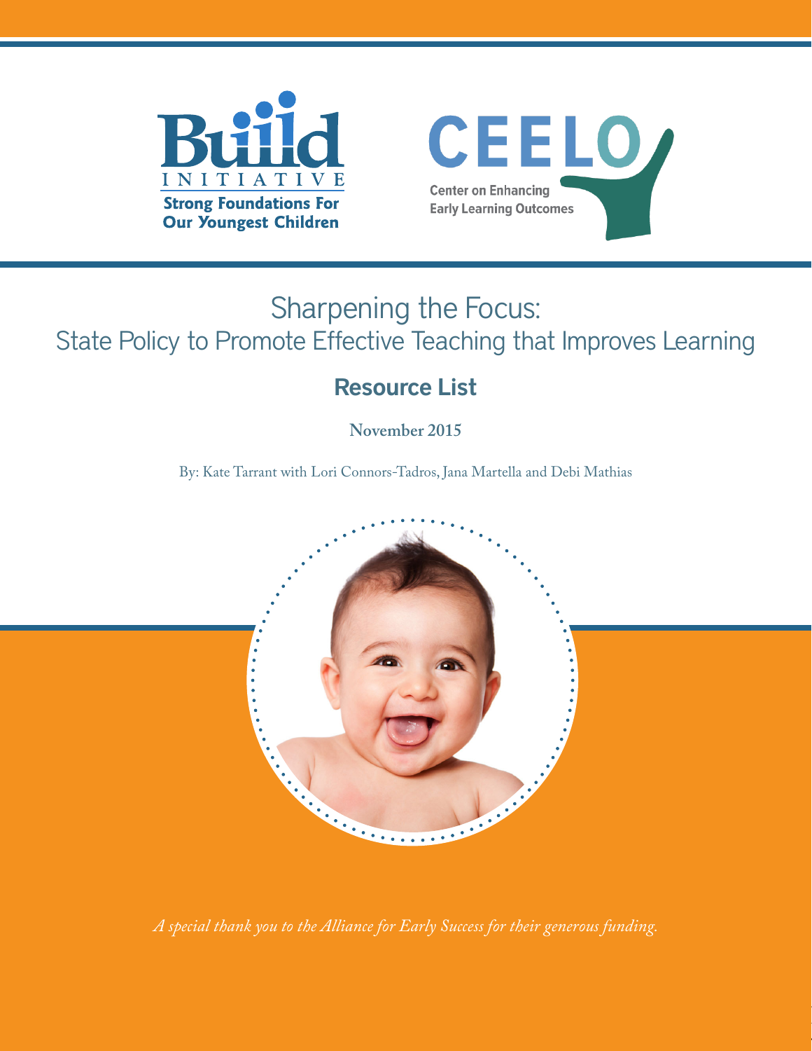Build INITIATIVE

Strong Foundations For Our Youngest Children

CEELO

Center on Enhancing Early Learning Outcomes

# Sharpening the Focus: State Policy to Promote Effective Teaching that Improves Learning

## Resource List

**November 2015**

By: Kate Tarrant with Lori Connors-Tadros, Jana Martella and Debi Mathias

*A special thank you to the Alliance for Early Success for their generous funding.*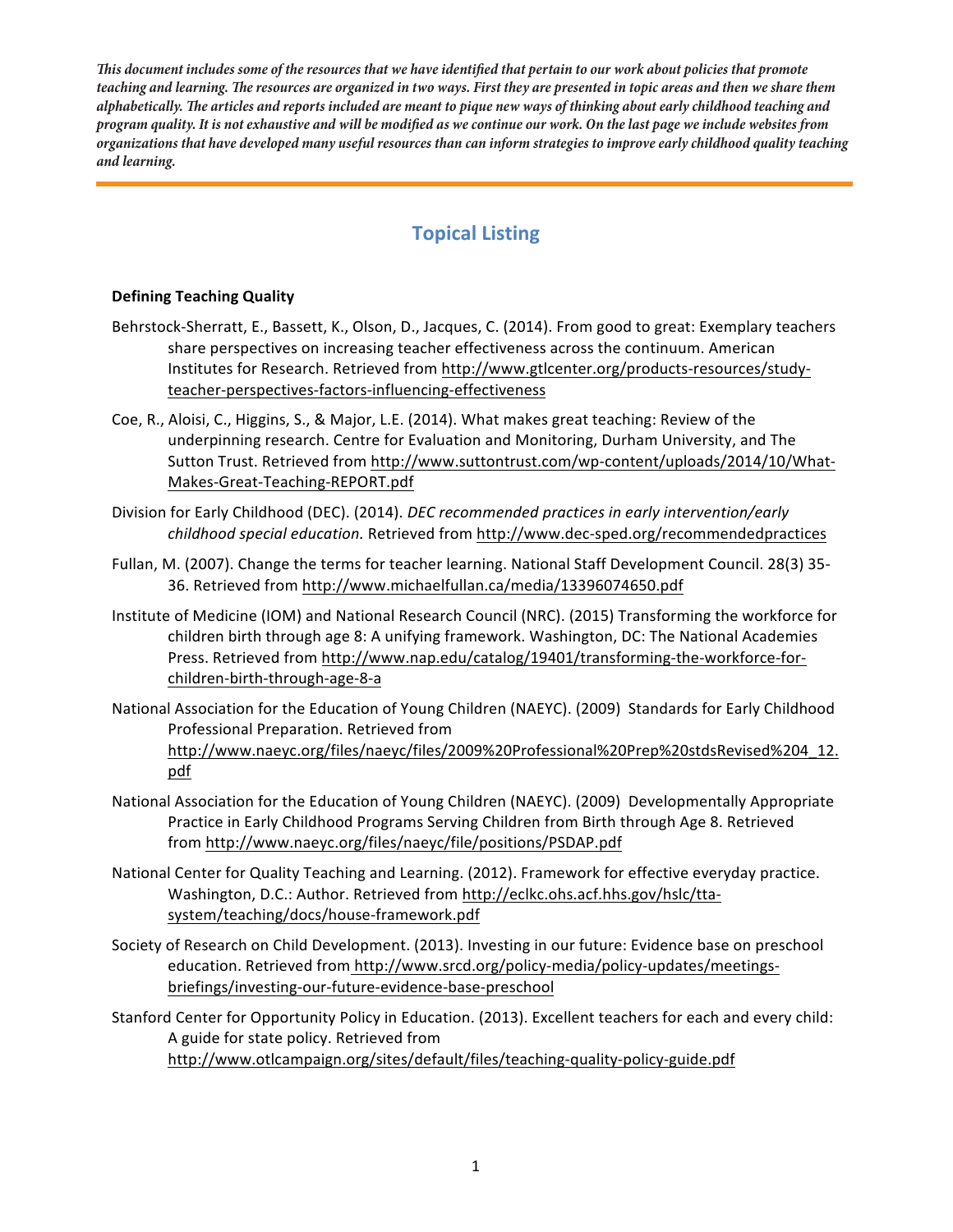*This document includes some of the resources that we have identified that pertain to our work about policies that promote teaching and learning. The resources are organized in two ways. First they are presented in topic areas and then we share them alphabetically. The articles and reports included are meant to pique new ways of thinking about early childhood teaching and program quality. It is not exhaustive and will be modified as we continue our work. On the last page we include websites from organizations that have developed many useful resources than can inform strategies to improve early childhood quality teaching and learning.*

---

## Topical Listing

**Defining Teaching Quality**

Behrstock-Sherratt, E., Bassett, K., Olson, D., Jacques, C. (2014). From good to great: Exemplary teachers share perspectives on increasing teacher effectiveness across the continuum. American Institutes for Research. Retrieved from http://www.gtlcenter.org/products-resources/study-teacher-perspectives-factors-influencing-effectiveness

Coe, R., Aloisi, C., Higgins, S., & Major, L.E. (2014). What makes great teaching: Review of the underpinning research. Centre for Evaluation and Monitoring, Durham University, and The Sutton Trust. Retrieved from http://www.suttontrust.com/wp-content/uploads/2014/10/What-Makes-Great-Teaching-REPORT.pdf

Division for Early Childhood (DEC). (2014). *DEC recommended practices in early intervention/early childhood special education.* Retrieved from http://www.dec-sped.org/recommendedpractices

Fullan, M. (2007). Change the terms for teacher learning. National Staff Development Council. 28(3) 35-36. Retrieved from http://www.michaelfullan.ca/media/13396074650.pdf

Institute of Medicine (IOM) and National Research Council (NRC). (2015) Transforming the workforce for children birth through age 8: A unifying framework. Washington, DC: The National Academies Press. Retrieved from http://www.nap.edu/catalog/19401/transforming-the-workforce-for-children-birth-through-age-8-a

National Association for the Education of Young Children (NAEYC). (2009) Standards for Early Childhood Professional Preparation. Retrieved from http://www.naeyc.org/files/naeyc/files/2009%20Professional%20Prep%20stdsRevised%204_12.pdf

National Association for the Education of Young Children (NAEYC). (2009) Developmentally Appropriate Practice in Early Childhood Programs Serving Children from Birth through Age 8. Retrieved from http://www.naeyc.org/files/naeyc/file/positions/PSDAP.pdf

National Center for Quality Teaching and Learning. (2012). Framework for effective everyday practice. Washington, D.C.: Author. Retrieved from http://eclkc.ohs.acf.hhs.gov/hslc/tta-system/teaching/docs/house-framework.pdf

Society of Research on Child Development. (2013). Investing in our future: Evidence base on preschool education. Retrieved from http://www.srcd.org/policy-media/policy-updates/meetings-briefings/investing-our-future-evidence-base-preschool

Stanford Center for Opportunity Policy in Education. (2013). Excellent teachers for each and every child: A guide for state policy. Retrieved from http://www.otlcampaign.org/sites/default/files/teaching-quality-policy-guide.pdf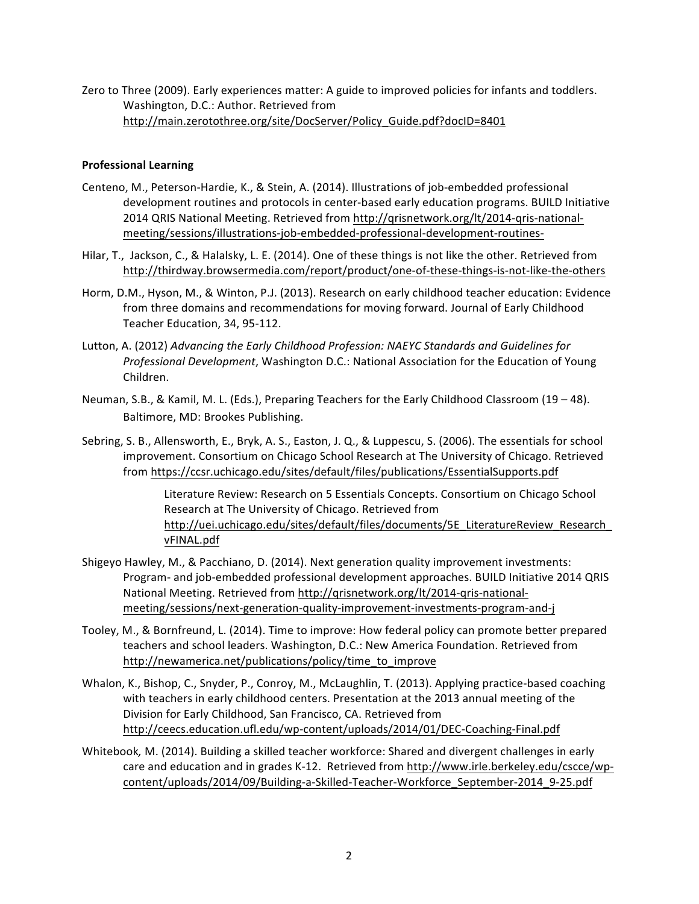Zero to Three (2009). Early experiences matter: A guide to improved policies for infants and toddlers. Washington, D.C.: Author. Retrieved from http://main.zerotothree.org/site/DocServer/Policy_Guide.pdf?docID=8401

**Professional Learning**

Centeno, M., Peterson-Hardie, K., & Stein, A. (2014). Illustrations of job-embedded professional development routines and protocols in center-based early education programs. BUILD Initiative 2014 QRIS National Meeting. Retrieved from http://qrisnetwork.org/lt/2014-qris-national-meeting/sessions/illustrations-job-embedded-professional-development-routines-

Hilar, T., Jackson, C., & Halalsky, L. E. (2014). One of these things is not like the other. Retrieved from http://thirdway.browsermedia.com/report/product/one-of-these-things-is-not-like-the-others

Horm, D.M., Hyson, M., & Winton, P.J. (2013). Research on early childhood teacher education: Evidence from three domains and recommendations for moving forward. Journal of Early Childhood Teacher Education, 34, 95-112.

Lutton, A. (2012) *Advancing the Early Childhood Profession: NAEYC Standards and Guidelines for Professional Development*, Washington D.C.: National Association for the Education of Young Children.

Neuman, S.B., & Kamil, M. L. (Eds.), Preparing Teachers for the Early Childhood Classroom (19 – 48). Baltimore, MD: Brookes Publishing.

Sebring, S. B., Allensworth, E., Bryk, A. S., Easton, J. Q., & Luppescu, S. (2006). The essentials for school improvement. Consortium on Chicago School Research at The University of Chicago. Retrieved from https://ccsr.uchicago.edu/sites/default/files/publications/EssentialSupports.pdf

> Literature Review: Research on 5 Essentials Concepts. Consortium on Chicago School Research at The University of Chicago. Retrieved from http://uei.uchicago.edu/sites/default/files/documents/5E_LiteratureReview_Research_vFINAL.pdf

Shigeyo Hawley, M., & Pacchiano, D. (2014). Next generation quality improvement investments: Program- and job-embedded professional development approaches. BUILD Initiative 2014 QRIS National Meeting. Retrieved from http://qrisnetwork.org/lt/2014-qris-national-meeting/sessions/next-generation-quality-improvement-investments-program-and-j

Tooley, M., & Bornfreund, L. (2014). Time to improve: How federal policy can promote better prepared teachers and school leaders. Washington, D.C.: New America Foundation. Retrieved from http://newamerica.net/publications/policy/time_to_improve

Whalon, K., Bishop, C., Snyder, P., Conroy, M., McLaughlin, T. (2013). Applying practice-based coaching with teachers in early childhood centers. Presentation at the 2013 annual meeting of the Division for Early Childhood, San Francisco, CA. Retrieved from http://ceecs.education.ufl.edu/wp-content/uploads/2014/01/DEC-Coaching-Final.pdf

Whitebook*,* M. (2014). Building a skilled teacher workforce: Shared and divergent challenges in early care and education and in grades K-12. Retrieved from http://www.irle.berkeley.edu/cscce/wp-content/uploads/2014/09/Building-a-Skilled-Teacher-Workforce_September-2014_9-25.pdf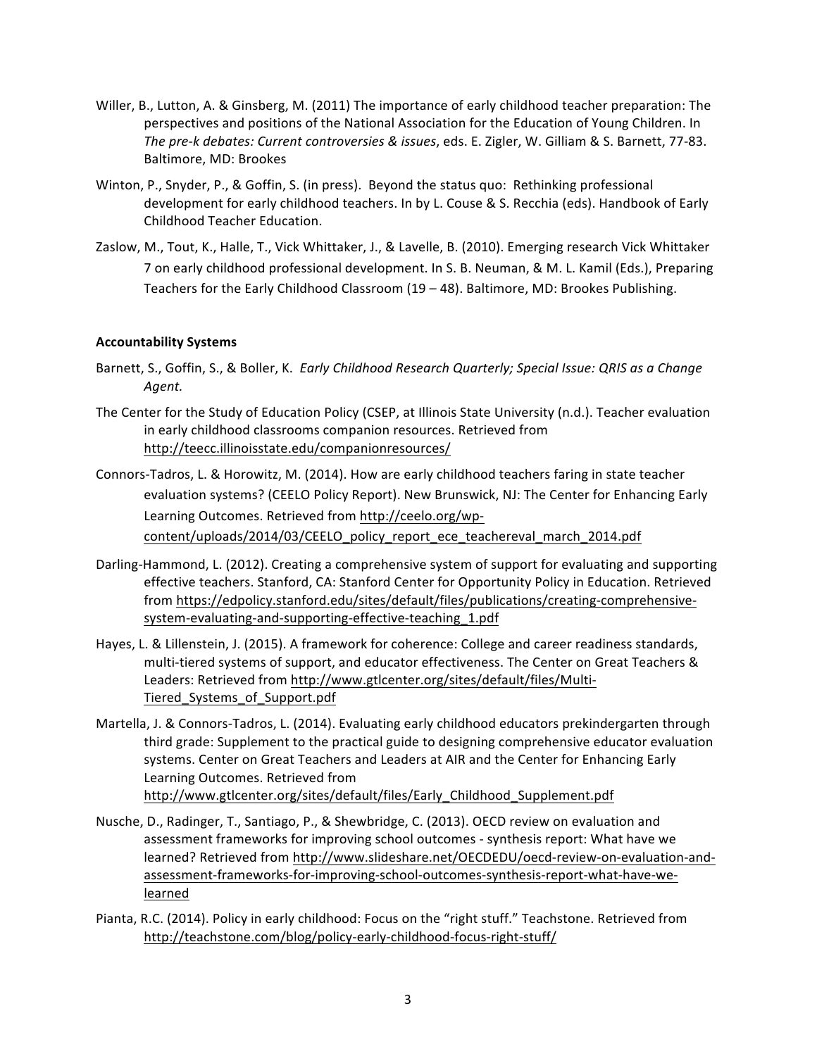Willer, B., Lutton, A. & Ginsberg, M. (2011) The importance of early childhood teacher preparation: The perspectives and positions of the National Association for the Education of Young Children. In *The pre-k debates: Current controversies & issues*, eds. E. Zigler, W. Gilliam & S. Barnett, 77-83. Baltimore, MD: Brookes

Winton, P., Snyder, P., & Goffin, S. (in press). Beyond the status quo: Rethinking professional development for early childhood teachers. In by L. Couse & S. Recchia (eds). Handbook of Early Childhood Teacher Education.

Zaslow, M., Tout, K., Halle, T., Vick Whittaker, J., & Lavelle, B. (2010). Emerging research Vick Whittaker 7 on early childhood professional development. In S. B. Neuman, & M. L. Kamil (Eds.), Preparing Teachers for the Early Childhood Classroom (19 – 48). Baltimore, MD: Brookes Publishing.

**Accountability Systems**

Barnett, S., Goffin, S., & Boller, K. *Early Childhood Research Quarterly; Special Issue: QRIS as a Change Agent.*

The Center for the Study of Education Policy (CSEP, at Illinois State University (n.d.). Teacher evaluation in early childhood classrooms companion resources. Retrieved from http://teecc.illinoisstate.edu/companionresources/

Connors-Tadros, L. & Horowitz, M. (2014). How are early childhood teachers faring in state teacher evaluation systems? (CEELO Policy Report). New Brunswick, NJ: The Center for Enhancing Early Learning Outcomes. Retrieved from http://ceelo.org/wp-content/uploads/2014/03/CEELO_policy_report_ece_teachereval_march_2014.pdf

Darling-Hammond, L. (2012). Creating a comprehensive system of support for evaluating and supporting effective teachers. Stanford, CA: Stanford Center for Opportunity Policy in Education. Retrieved from https://edpolicy.stanford.edu/sites/default/files/publications/creating-comprehensive-system-evaluating-and-supporting-effective-teaching_1.pdf

Hayes, L. & Lillenstein, J. (2015). A framework for coherence: College and career readiness standards, multi-tiered systems of support, and educator effectiveness. The Center on Great Teachers & Leaders: Retrieved from http://www.gtlcenter.org/sites/default/files/Multi-Tiered_Systems_of_Support.pdf

Martella, J. & Connors-Tadros, L. (2014). Evaluating early childhood educators prekindergarten through third grade: Supplement to the practical guide to designing comprehensive educator evaluation systems. Center on Great Teachers and Leaders at AIR and the Center for Enhancing Early Learning Outcomes. Retrieved from http://www.gtlcenter.org/sites/default/files/Early_Childhood_Supplement.pdf

Nusche, D., Radinger, T., Santiago, P., & Shewbridge, C. (2013). OECD review on evaluation and assessment frameworks for improving school outcomes - synthesis report: What have we learned? Retrieved from http://www.slideshare.net/OECDEDU/oecd-review-on-evaluation-and-assessment-frameworks-for-improving-school-outcomes-synthesis-report-what-have-we-learned

Pianta, R.C. (2014). Policy in early childhood: Focus on the "right stuff." Teachstone. Retrieved from http://teachstone.com/blog/policy-early-childhood-focus-right-stuff/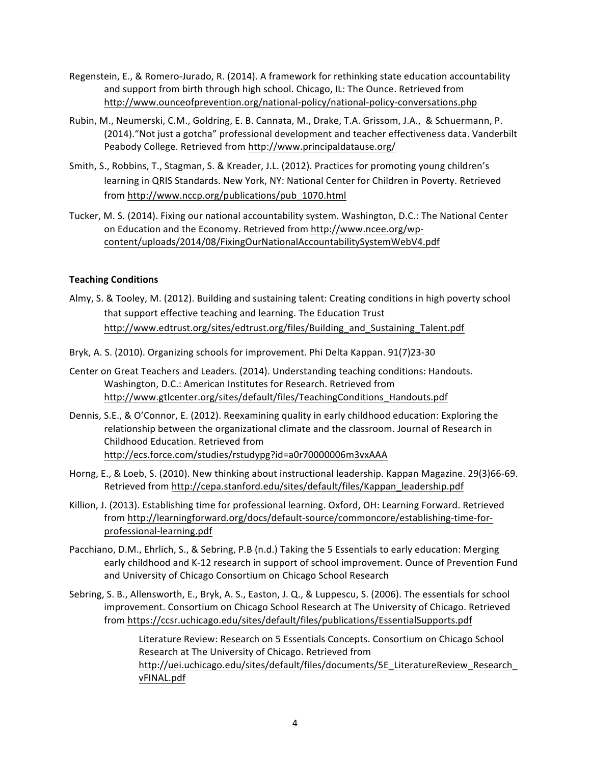Regenstein, E., & Romero-Jurado, R. (2014). A framework for rethinking state education accountability and support from birth through high school. Chicago, IL: The Ounce. Retrieved from http://www.ounceofprevention.org/national-policy/national-policy-conversations.php

Rubin, M., Neumerski, C.M., Goldring, E. B. Cannata, M., Drake, T.A. Grissom, J.A., & Schuermann, P. (2014)."Not just a gotcha" professional development and teacher effectiveness data. Vanderbilt Peabody College. Retrieved from http://www.principaldatause.org/

Smith, S., Robbins, T., Stagman, S. & Kreader, J.L. (2012). Practices for promoting young children's learning in QRIS Standards. New York, NY: National Center for Children in Poverty. Retrieved from http://www.nccp.org/publications/pub_1070.html

Tucker, M. S. (2014). Fixing our national accountability system. Washington, D.C.: The National Center on Education and the Economy. Retrieved from http://www.ncee.org/wp-content/uploads/2014/08/FixingOurNationalAccountabilitySystemWebV4.pdf

**Teaching Conditions**

Almy, S. & Tooley, M. (2012). Building and sustaining talent: Creating conditions in high poverty school that support effective teaching and learning. The Education Trust http://www.edtrust.org/sites/edtrust.org/files/Building_and_Sustaining_Talent.pdf

Bryk, A. S. (2010). Organizing schools for improvement. Phi Delta Kappan. 91(7)23-30

Center on Great Teachers and Leaders. (2014). Understanding teaching conditions: Handouts. Washington, D.C.: American Institutes for Research. Retrieved from http://www.gtlcenter.org/sites/default/files/TeachingConditions_Handouts.pdf

Dennis, S.E., & O'Connor, E. (2012). Reexamining quality in early childhood education: Exploring the relationship between the organizational climate and the classroom. Journal of Research in Childhood Education. Retrieved from http://ecs.force.com/studies/rstudypg?id=a0r70000006m3vxAAA

Horng, E., & Loeb, S. (2010). New thinking about instructional leadership. Kappan Magazine. 29(3)66-69. Retrieved from http://cepa.stanford.edu/sites/default/files/Kappan_leadership.pdf

Killion, J. (2013). Establishing time for professional learning. Oxford, OH: Learning Forward. Retrieved from http://learningforward.org/docs/default-source/commoncore/establishing-time-for-professional-learning.pdf

Pacchiano, D.M., Ehrlich, S., & Sebring, P.B (n.d.) Taking the 5 Essentials to early education: Merging early childhood and K-12 research in support of school improvement. Ounce of Prevention Fund and University of Chicago Consortium on Chicago School Research

Sebring, S. B., Allensworth, E., Bryk, A. S., Easton, J. Q., & Luppescu, S. (2006). The essentials for school improvement. Consortium on Chicago School Research at The University of Chicago. Retrieved from https://ccsr.uchicago.edu/sites/default/files/publications/EssentialSupports.pdf

Literature Review: Research on 5 Essentials Concepts. Consortium on Chicago School Research at The University of Chicago. Retrieved from http://uei.uchicago.edu/sites/default/files/documents/5E_LiteratureReview_Research_vFINAL.pdf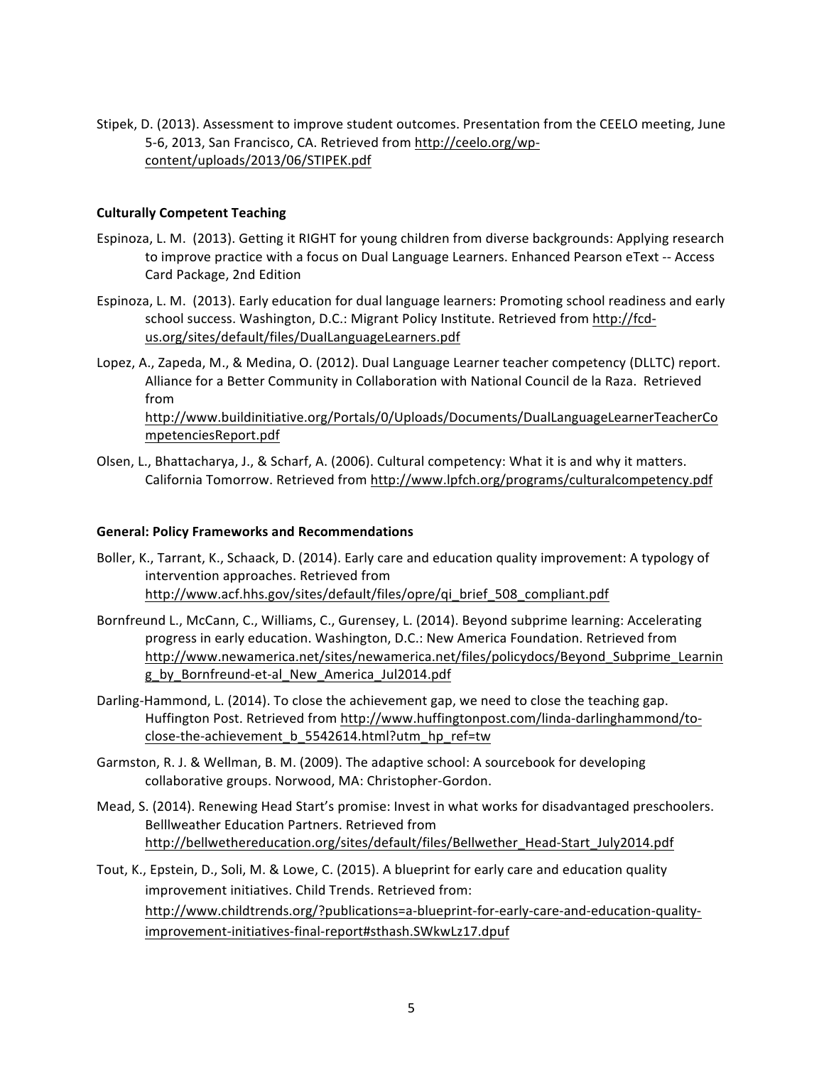Stipek, D. (2013). Assessment to improve student outcomes. Presentation from the CEELO meeting, June 5-6, 2013, San Francisco, CA. Retrieved from http://ceelo.org/wp-content/uploads/2013/06/STIPEK.pdf

**Culturally Competent Teaching**

Espinoza, L. M. (2013). Getting it RIGHT for young children from diverse backgrounds: Applying research to improve practice with a focus on Dual Language Learners. Enhanced Pearson eText -- Access Card Package, 2nd Edition

Espinoza, L. M. (2013). Early education for dual language learners: Promoting school readiness and early school success. Washington, D.C.: Migrant Policy Institute. Retrieved from http://fcd-us.org/sites/default/files/DualLanguageLearners.pdf

Lopez, A., Zapeda, M., & Medina, O. (2012). Dual Language Learner teacher competency (DLLTC) report. Alliance for a Better Community in Collaboration with National Council de la Raza. Retrieved from http://www.buildinitiative.org/Portals/0/Uploads/Documents/DualLanguageLearnerTeacherCompetenciesReport.pdf

Olsen, L., Bhattacharya, J., & Scharf, A. (2006). Cultural competency: What it is and why it matters. California Tomorrow. Retrieved from http://www.lpfch.org/programs/culturalcompetency.pdf

**General: Policy Frameworks and Recommendations**

Boller, K., Tarrant, K., Schaack, D. (2014). Early care and education quality improvement: A typology of intervention approaches. Retrieved from http://www.acf.hhs.gov/sites/default/files/opre/qi_brief_508_compliant.pdf

Bornfreund L., McCann, C., Williams, C., Gurensey, L. (2014). Beyond subprime learning: Accelerating progress in early education. Washington, D.C.: New America Foundation. Retrieved from http://www.newamerica.net/sites/newamerica.net/files/policydocs/Beyond_Subprime_Learning_by_Bornfreund-et-al_New_America_Jul2014.pdf

Darling-Hammond, L. (2014). To close the achievement gap, we need to close the teaching gap. Huffington Post. Retrieved from http://www.huffingtonpost.com/linda-darlinghammond/to-close-the-achievement_b_5542614.html?utm_hp_ref=tw

Garmston, R. J. & Wellman, B. M. (2009). The adaptive school: A sourcebook for developing collaborative groups. Norwood, MA: Christopher-Gordon.

Mead, S. (2014). Renewing Head Start's promise: Invest in what works for disadvantaged preschoolers. Belllweather Education Partners. Retrieved from http://bellwethereducation.org/sites/default/files/Bellwether_Head-Start_July2014.pdf

Tout, K., Epstein, D., Soli, M. & Lowe, C. (2015). A blueprint for early care and education quality improvement initiatives. Child Trends. Retrieved from: http://www.childtrends.org/?publications=a-blueprint-for-early-care-and-education-quality-improvement-initiatives-final-report#sthash.SWkwLz17.dpuf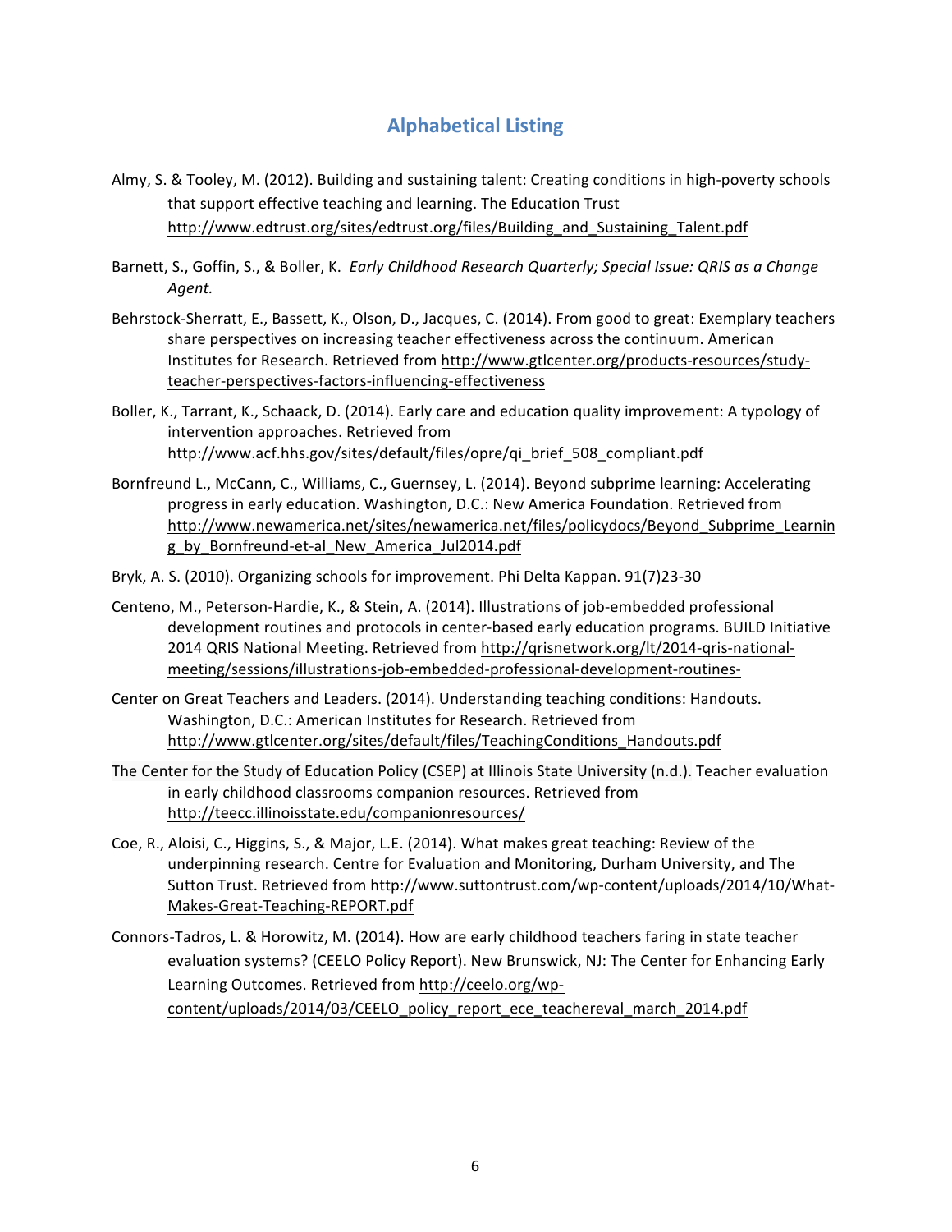## Alphabetical Listing

Almy, S. & Tooley, M. (2012). Building and sustaining talent: Creating conditions in high-poverty schools that support effective teaching and learning. The Education Trust http://www.edtrust.org/sites/edtrust.org/files/Building_and_Sustaining_Talent.pdf

Barnett, S., Goffin, S., & Boller, K. *Early Childhood Research Quarterly; Special Issue: QRIS as a Change Agent.*

Behrstock-Sherratt, E., Bassett, K., Olson, D., Jacques, C. (2014). From good to great: Exemplary teachers share perspectives on increasing teacher effectiveness across the continuum. American Institutes for Research. Retrieved from http://www.gtlcenter.org/products-resources/study-teacher-perspectives-factors-influencing-effectiveness

Boller, K., Tarrant, K., Schaack, D. (2014). Early care and education quality improvement: A typology of intervention approaches. Retrieved from http://www.acf.hhs.gov/sites/default/files/opre/qi_brief_508_compliant.pdf

Bornfreund L., McCann, C., Williams, C., Guernsey, L. (2014). Beyond subprime learning: Accelerating progress in early education. Washington, D.C.: New America Foundation. Retrieved from http://www.newamerica.net/sites/newamerica.net/files/policydocs/Beyond_Subprime_Learning_by_Bornfreund-et-al_New_America_Jul2014.pdf

Bryk, A. S. (2010). Organizing schools for improvement. Phi Delta Kappan. 91(7)23-30

Centeno, M., Peterson-Hardie, K., & Stein, A. (2014). Illustrations of job-embedded professional development routines and protocols in center-based early education programs. BUILD Initiative 2014 QRIS National Meeting. Retrieved from http://qrisnetwork.org/lt/2014-qris-national-meeting/sessions/illustrations-job-embedded-professional-development-routines-

Center on Great Teachers and Leaders. (2014). Understanding teaching conditions: Handouts. Washington, D.C.: American Institutes for Research. Retrieved from http://www.gtlcenter.org/sites/default/files/TeachingConditions_Handouts.pdf

The Center for the Study of Education Policy (CSEP) at Illinois State University (n.d.). Teacher evaluation in early childhood classrooms companion resources. Retrieved from http://teecc.illinoisstate.edu/companionresources/

Coe, R., Aloisi, C., Higgins, S., & Major, L.E. (2014). What makes great teaching: Review of the underpinning research. Centre for Evaluation and Monitoring, Durham University, and The Sutton Trust. Retrieved from http://www.suttontrust.com/wp-content/uploads/2014/10/What-Makes-Great-Teaching-REPORT.pdf

Connors-Tadros, L. & Horowitz, M. (2014). How are early childhood teachers faring in state teacher evaluation systems? (CEELO Policy Report). New Brunswick, NJ: The Center for Enhancing Early Learning Outcomes. Retrieved from http://ceelo.org/wp-content/uploads/2014/03/CEELO_policy_report_ece_teachereval_march_2014.pdf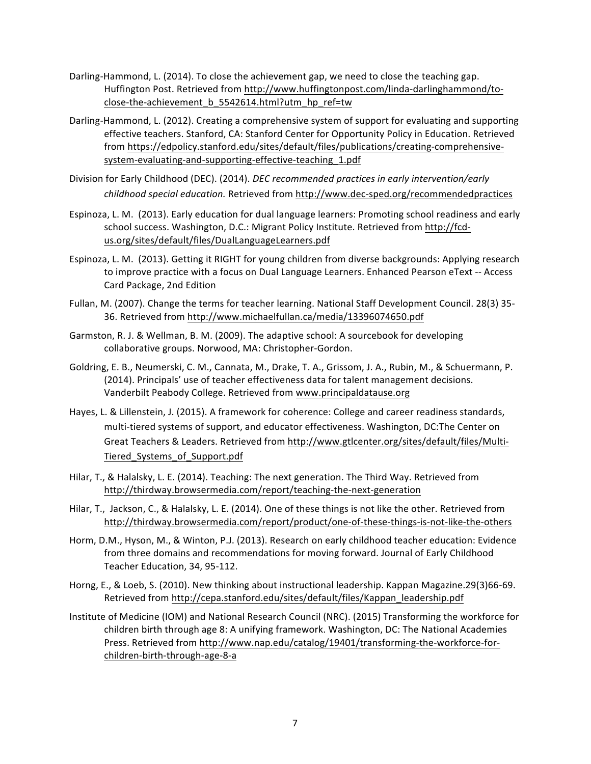Darling-Hammond, L. (2014). To close the achievement gap, we need to close the teaching gap. Huffington Post. Retrieved from http://www.huffingtonpost.com/linda-darlinghammond/to-close-the-achievement_b_5542614.html?utm_hp_ref=tw

Darling-Hammond, L. (2012). Creating a comprehensive system of support for evaluating and supporting effective teachers. Stanford, CA: Stanford Center for Opportunity Policy in Education. Retrieved from https://edpolicy.stanford.edu/sites/default/files/publications/creating-comprehensive-system-evaluating-and-supporting-effective-teaching_1.pdf

Division for Early Childhood (DEC). (2014). *DEC recommended practices in early intervention/early childhood special education.* Retrieved from http://www.dec-sped.org/recommendedpractices

Espinoza, L. M. (2013). Early education for dual language learners: Promoting school readiness and early school success. Washington, D.C.: Migrant Policy Institute. Retrieved from http://fcd-us.org/sites/default/files/DualLanguageLearners.pdf

Espinoza, L. M. (2013). Getting it RIGHT for young children from diverse backgrounds: Applying research to improve practice with a focus on Dual Language Learners. Enhanced Pearson eText -- Access Card Package, 2nd Edition

Fullan, M. (2007). Change the terms for teacher learning. National Staff Development Council. 28(3) 35-36. Retrieved from http://www.michaelfullan.ca/media/13396074650.pdf

Garmston, R. J. & Wellman, B. M. (2009). The adaptive school: A sourcebook for developing collaborative groups. Norwood, MA: Christopher-Gordon.

Goldring, E. B., Neumerski, C. M., Cannata, M., Drake, T. A., Grissom, J. A., Rubin, M., & Schuermann, P. (2014). Principals' use of teacher effectiveness data for talent management decisions. Vanderbilt Peabody College. Retrieved from www.principaldatause.org

Hayes, L. & Lillenstein, J. (2015). A framework for coherence: College and career readiness standards, multi-tiered systems of support, and educator effectiveness. Washington, DC:The Center on Great Teachers & Leaders. Retrieved from http://www.gtlcenter.org/sites/default/files/Multi-Tiered_Systems_of_Support.pdf

Hilar, T., & Halalsky, L. E. (2014). Teaching: The next generation. The Third Way. Retrieved from http://thirdway.browsermedia.com/report/teaching-the-next-generation

Hilar, T., Jackson, C., & Halalsky, L. E. (2014). One of these things is not like the other. Retrieved from http://thirdway.browsermedia.com/report/product/one-of-these-things-is-not-like-the-others

Horm, D.M., Hyson, M., & Winton, P.J. (2013). Research on early childhood teacher education: Evidence from three domains and recommendations for moving forward. Journal of Early Childhood Teacher Education, 34, 95-112.

Horng, E., & Loeb, S. (2010). New thinking about instructional leadership. Kappan Magazine.29(3)66-69. Retrieved from http://cepa.stanford.edu/sites/default/files/Kappan_leadership.pdf

Institute of Medicine (IOM) and National Research Council (NRC). (2015) Transforming the workforce for children birth through age 8: A unifying framework. Washington, DC: The National Academies Press. Retrieved from http://www.nap.edu/catalog/19401/transforming-the-workforce-for-children-birth-through-age-8-a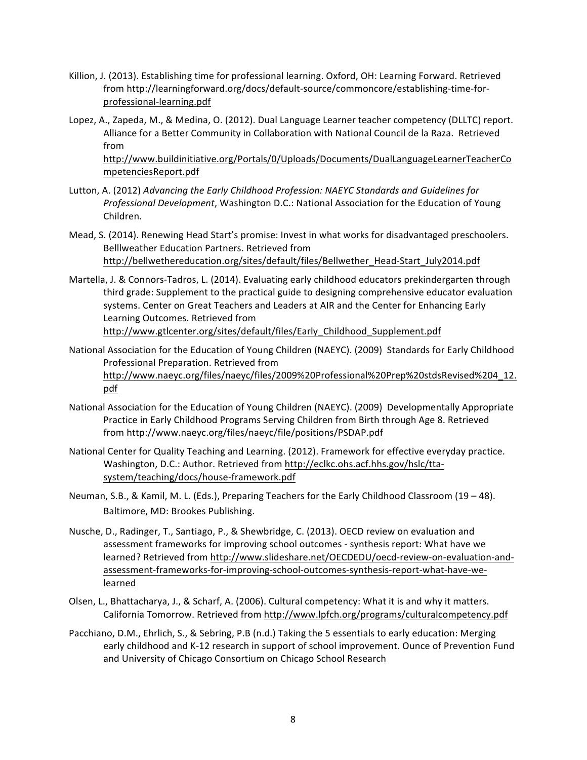Killion, J. (2013). Establishing time for professional learning. Oxford, OH: Learning Forward. Retrieved from http://learningforward.org/docs/default-source/commoncore/establishing-time-for-professional-learning.pdf

Lopez, A., Zapeda, M., & Medina, O. (2012). Dual Language Learner teacher competency (DLLTC) report. Alliance for a Better Community in Collaboration with National Council de la Raza. Retrieved from http://www.buildinitiative.org/Portals/0/Uploads/Documents/DualLanguageLearnerTeacherCompetenciesReport.pdf

Lutton, A. (2012) *Advancing the Early Childhood Profession: NAEYC Standards and Guidelines for Professional Development*, Washington D.C.: National Association for the Education of Young Children.

Mead, S. (2014). Renewing Head Start's promise: Invest in what works for disadvantaged preschoolers. Belllweather Education Partners. Retrieved from http://bellwethereducation.org/sites/default/files/Bellwether_Head-Start_July2014.pdf

Martella, J. & Connors-Tadros, L. (2014). Evaluating early childhood educators prekindergarten through third grade: Supplement to the practical guide to designing comprehensive educator evaluation systems. Center on Great Teachers and Leaders at AIR and the Center for Enhancing Early Learning Outcomes. Retrieved from http://www.gtlcenter.org/sites/default/files/Early_Childhood_Supplement.pdf

National Association for the Education of Young Children (NAEYC). (2009) Standards for Early Childhood Professional Preparation. Retrieved from http://www.naeyc.org/files/naeyc/files/2009%20Professional%20Prep%20stdsRevised%204_12.pdf

National Association for the Education of Young Children (NAEYC). (2009) Developmentally Appropriate Practice in Early Childhood Programs Serving Children from Birth through Age 8. Retrieved from http://www.naeyc.org/files/naeyc/file/positions/PSDAP.pdf

National Center for Quality Teaching and Learning. (2012). Framework for effective everyday practice. Washington, D.C.: Author. Retrieved from http://eclkc.ohs.acf.hhs.gov/hslc/tta-system/teaching/docs/house-framework.pdf

Neuman, S.B., & Kamil, M. L. (Eds.), Preparing Teachers for the Early Childhood Classroom (19 – 48). Baltimore, MD: Brookes Publishing.

Nusche, D., Radinger, T., Santiago, P., & Shewbridge, C. (2013). OECD review on evaluation and assessment frameworks for improving school outcomes - synthesis report: What have we learned? Retrieved from http://www.slideshare.net/OECDEDU/oecd-review-on-evaluation-and-assessment-frameworks-for-improving-school-outcomes-synthesis-report-what-have-we-learned

Olsen, L., Bhattacharya, J., & Scharf, A. (2006). Cultural competency: What it is and why it matters. California Tomorrow. Retrieved from http://www.lpfch.org/programs/culturalcompetency.pdf

Pacchiano, D.M., Ehrlich, S., & Sebring, P.B (n.d.) Taking the 5 essentials to early education: Merging early childhood and K-12 research in support of school improvement. Ounce of Prevention Fund and University of Chicago Consortium on Chicago School Research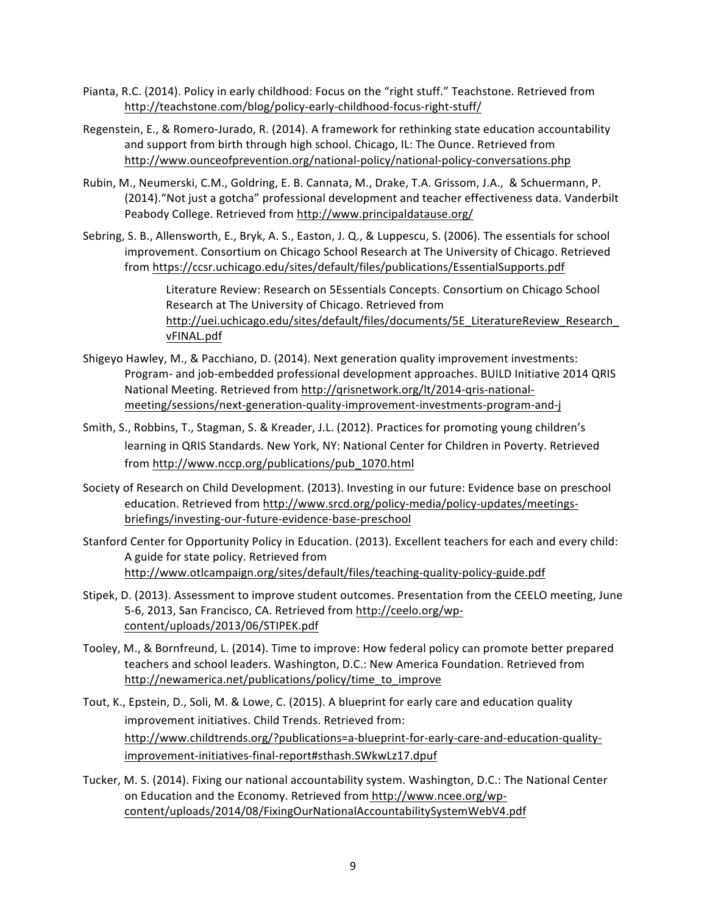Pianta, R.C. (2014). Policy in early childhood: Focus on the "right stuff." Teachstone. Retrieved from http://teachstone.com/blog/policy-early-childhood-focus-right-stuff/

Regenstein, E., & Romero-Jurado, R. (2014). A framework for rethinking state education accountability and support from birth through high school. Chicago, IL: The Ounce. Retrieved from http://www.ounceofprevention.org/national-policy/national-policy-conversations.php

Rubin, M., Neumerski, C.M., Goldring, E. B. Cannata, M., Drake, T.A. Grissom, J.A., & Schuermann, P. (2014)."Not just a gotcha" professional development and teacher effectiveness data. Vanderbilt Peabody College. Retrieved from http://www.principaldatause.org/

Sebring, S. B., Allensworth, E., Bryk, A. S., Easton, J. Q., & Luppescu, S. (2006). The essentials for school improvement. Consortium on Chicago School Research at The University of Chicago. Retrieved from https://ccsr.uchicago.edu/sites/default/files/publications/EssentialSupports.pdf

> Literature Review: Research on 5Essentials Concepts. Consortium on Chicago School Research at The University of Chicago. Retrieved from http://uei.uchicago.edu/sites/default/files/documents/5E_LiteratureReview_Research_vFINAL.pdf

Shigeyo Hawley, M., & Pacchiano, D. (2014). Next generation quality improvement investments: Program- and job-embedded professional development approaches. BUILD Initiative 2014 QRIS National Meeting. Retrieved from http://qrisnetwork.org/lt/2014-qris-national-meeting/sessions/next-generation-quality-improvement-investments-program-and-j

Smith, S., Robbins, T., Stagman, S. & Kreader, J.L. (2012). Practices for promoting young children's learning in QRIS Standards. New York, NY: National Center for Children in Poverty. Retrieved from http://www.nccp.org/publications/pub_1070.html

Society of Research on Child Development. (2013). Investing in our future: Evidence base on preschool education. Retrieved from http://www.srcd.org/policy-media/policy-updates/meetings-briefings/investing-our-future-evidence-base-preschool

Stanford Center for Opportunity Policy in Education. (2013). Excellent teachers for each and every child: A guide for state policy. Retrieved from http://www.otlcampaign.org/sites/default/files/teaching-quality-policy-guide.pdf

Stipek, D. (2013). Assessment to improve student outcomes. Presentation from the CEELO meeting, June 5-6, 2013, San Francisco, CA. Retrieved from http://ceelo.org/wp-content/uploads/2013/06/STIPEK.pdf

Tooley, M., & Bornfreund, L. (2014). Time to improve: How federal policy can promote better prepared teachers and school leaders. Washington, D.C.: New America Foundation. Retrieved from http://newamerica.net/publications/policy/time_to_improve

Tout, K., Epstein, D., Soli, M. & Lowe, C. (2015). A blueprint for early care and education quality improvement initiatives. Child Trends. Retrieved from: http://www.childtrends.org/?publications=a-blueprint-for-early-care-and-education-quality-improvement-initiatives-final-report#sthash.SWkwLz17.dpuf

Tucker, M. S. (2014). Fixing our national accountability system. Washington, D.C.: The National Center on Education and the Economy. Retrieved from http://www.ncee.org/wp-content/uploads/2014/08/FixingOurNationalAccountabilitySystemWebV4.pdf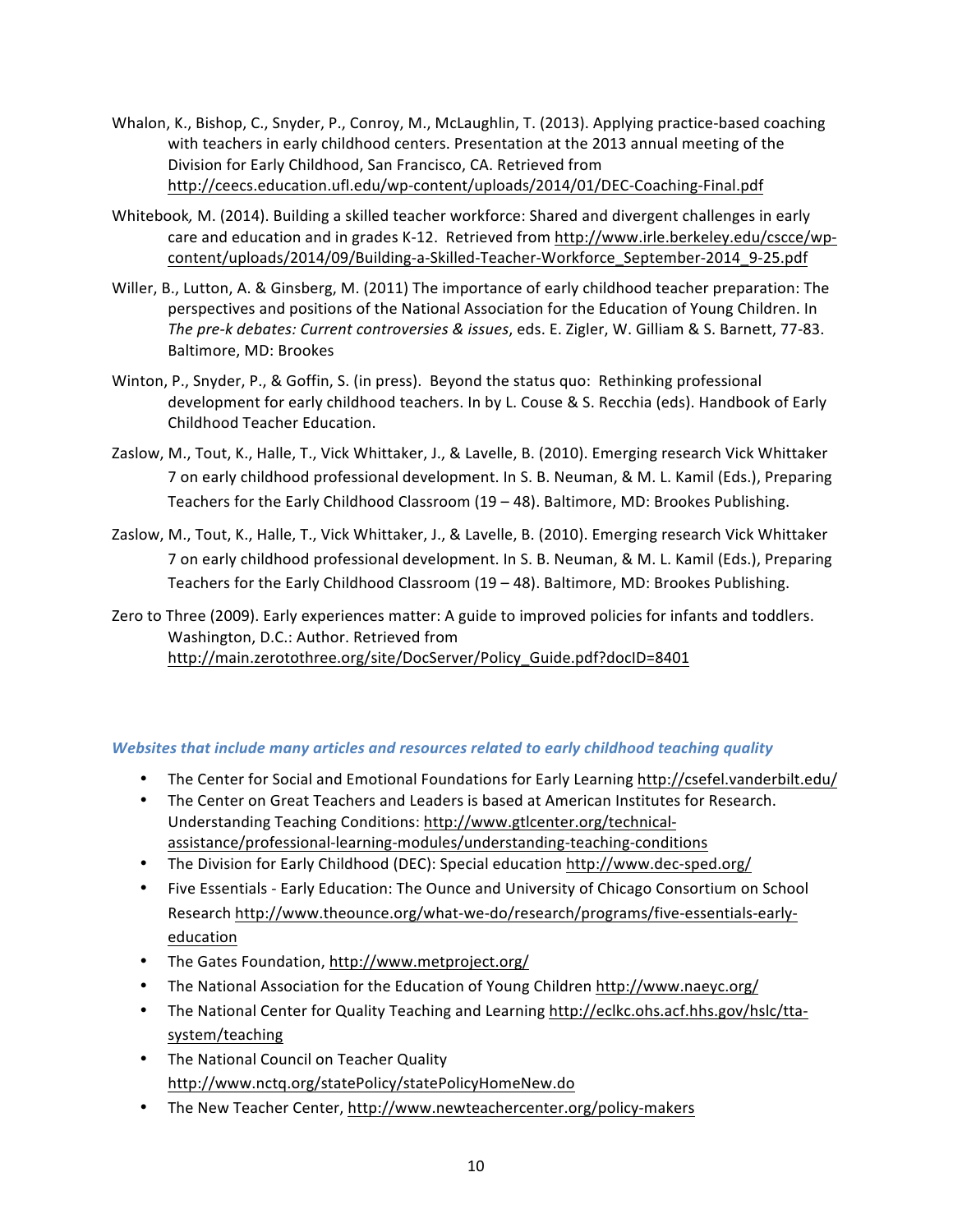Whalon, K., Bishop, C., Snyder, P., Conroy, M., McLaughlin, T. (2013). Applying practice-based coaching with teachers in early childhood centers. Presentation at the 2013 annual meeting of the Division for Early Childhood, San Francisco, CA. Retrieved from http://ceecs.education.ufl.edu/wp-content/uploads/2014/01/DEC-Coaching-Final.pdf

Whitebook*,* M. (2014). Building a skilled teacher workforce: Shared and divergent challenges in early care and education and in grades K-12. Retrieved from http://www.irle.berkeley.edu/cscce/wp-content/uploads/2014/09/Building-a-Skilled-Teacher-Workforce_September-2014_9-25.pdf

Willer, B., Lutton, A. & Ginsberg, M. (2011) The importance of early childhood teacher preparation: The perspectives and positions of the National Association for the Education of Young Children. In *The pre-k debates: Current controversies & issues*, eds. E. Zigler, W. Gilliam & S. Barnett, 77-83. Baltimore, MD: Brookes

Winton, P., Snyder, P., & Goffin, S. (in press). Beyond the status quo: Rethinking professional development for early childhood teachers. In by L. Couse & S. Recchia (eds). Handbook of Early Childhood Teacher Education.

Zaslow, M., Tout, K., Halle, T., Vick Whittaker, J., & Lavelle, B. (2010). Emerging research Vick Whittaker 7 on early childhood professional development. In S. B. Neuman, & M. L. Kamil (Eds.), Preparing Teachers for the Early Childhood Classroom (19 – 48). Baltimore, MD: Brookes Publishing.

Zaslow, M., Tout, K., Halle, T., Vick Whittaker, J., & Lavelle, B. (2010). Emerging research Vick Whittaker 7 on early childhood professional development. In S. B. Neuman, & M. L. Kamil (Eds.), Preparing Teachers for the Early Childhood Classroom (19 – 48). Baltimore, MD: Brookes Publishing.

Zero to Three (2009). Early experiences matter: A guide to improved policies for infants and toddlers. Washington, D.C.: Author. Retrieved from http://main.zerotothree.org/site/DocServer/Policy_Guide.pdf?docID=8401

### *Websites that include many articles and resources related to early childhood teaching quality*

- The Center for Social and Emotional Foundations for Early Learning http://csefel.vanderbilt.edu/
- The Center on Great Teachers and Leaders is based at American Institutes for Research. Understanding Teaching Conditions: http://www.gtlcenter.org/technical-assistance/professional-learning-modules/understanding-teaching-conditions
- The Division for Early Childhood (DEC): Special education http://www.dec-sped.org/
- Five Essentials - Early Education: The Ounce and University of Chicago Consortium on School Research http://www.theounce.org/what-we-do/research/programs/five-essentials-early-education
- The Gates Foundation, http://www.metproject.org/
- The National Association for the Education of Young Children http://www.naeyc.org/
- The National Center for Quality Teaching and Learning http://eclkc.ohs.acf.hhs.gov/hslc/tta-system/teaching
- The National Council on Teacher Quality http://www.nctq.org/statePolicy/statePolicyHomeNew.do
- The New Teacher Center, http://www.newteachercenter.org/policy-makers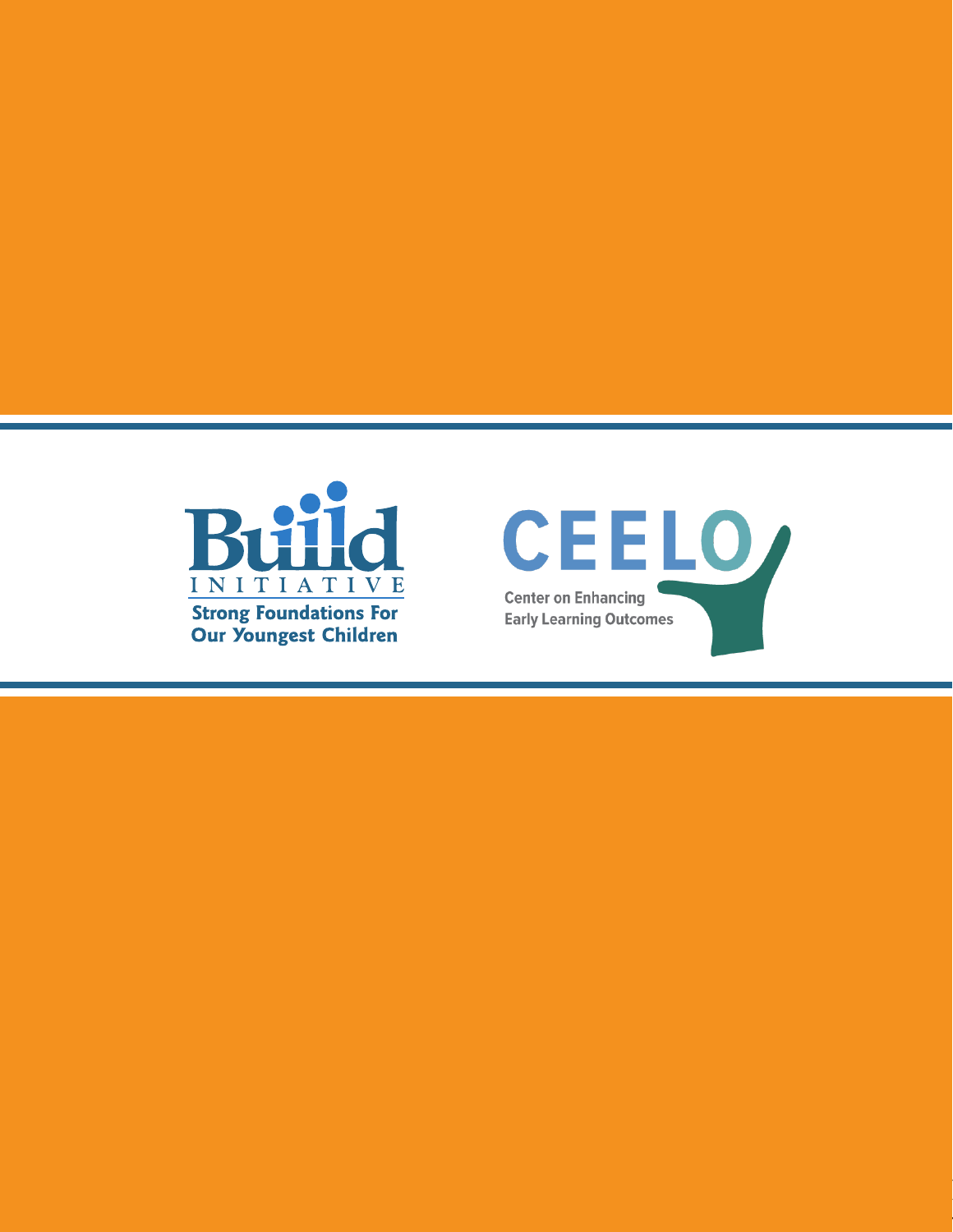Build

INITIATIVE

Strong Foundations For Our Youngest Children

CEELO

Center on Enhancing Early Learning Outcomes